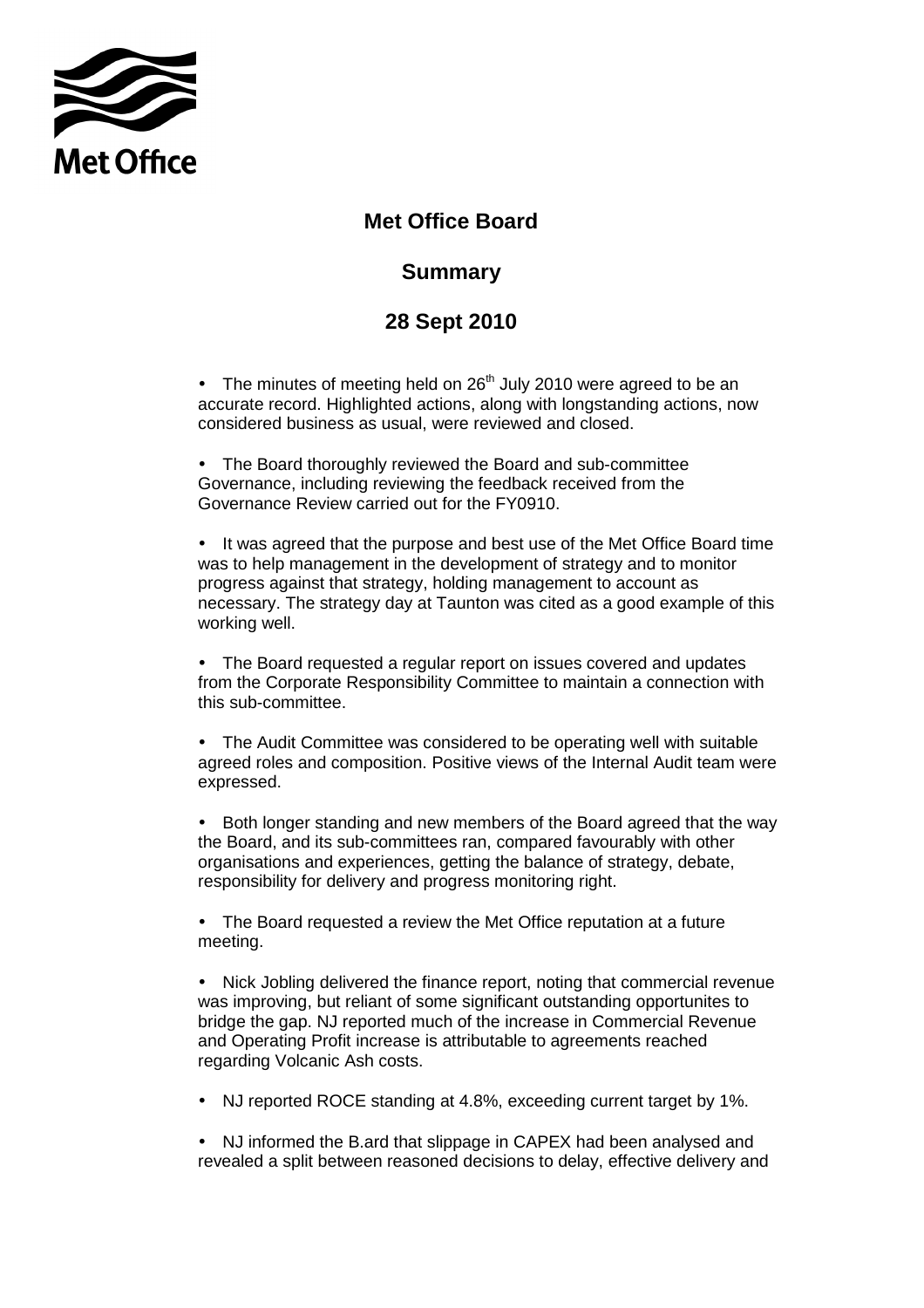# Met Office Board

## Summary

## 28 Sept 2010

- The minutes of meeting held on 26th July 2010 were agreed to be an accurate record. Highlighted actions, along with longstanding actions, now considered business as usual, were reviewed and closed.

- The Board thoroughly reviewed the Board and sub-committee Governance, including reviewing the feedback received from the Governance Review carried out for the FY0910.

- It was agreed that the purpose and best use of the Met Office Board time was to help management in the development of strategy and to monitor progress against that strategy, holding management to account as necessary. The strategy day at Taunton was cited as a good example of this working well.

- The Board requested a regular report on issues covered and updates from the Corporate Responsibility Committee to maintain a connection with this sub-committee.

- The Audit Committee was considered to be operating well with suitable agreed roles and composition. Positive views of the Internal Audit team were expressed.

- Both longer standing and new members of the Board agreed that the way the Board, and its sub-committees ran, compared favourably with other organisations and experiences, getting the balance of strategy, debate, responsibility for delivery and progress monitoring right.

- The Board requested a review the Met Office reputation at a future meeting.

- Nick Jobling delivered the finance report, noting that commercial revenue was improving, but reliant of some significant outstanding opportunites to bridge the gap. NJ reported much of the increase in Commercial Revenue and Operating Profit increase is attributable to agreements reached regarding Volcanic Ash costs.

- NJ reported ROCE standing at 4.8%, exceeding current target by 1%.

- NJ informed the B.ard that slippage in CAPEX had been analysed and revealed a split between reasoned decisions to delay, effective delivery and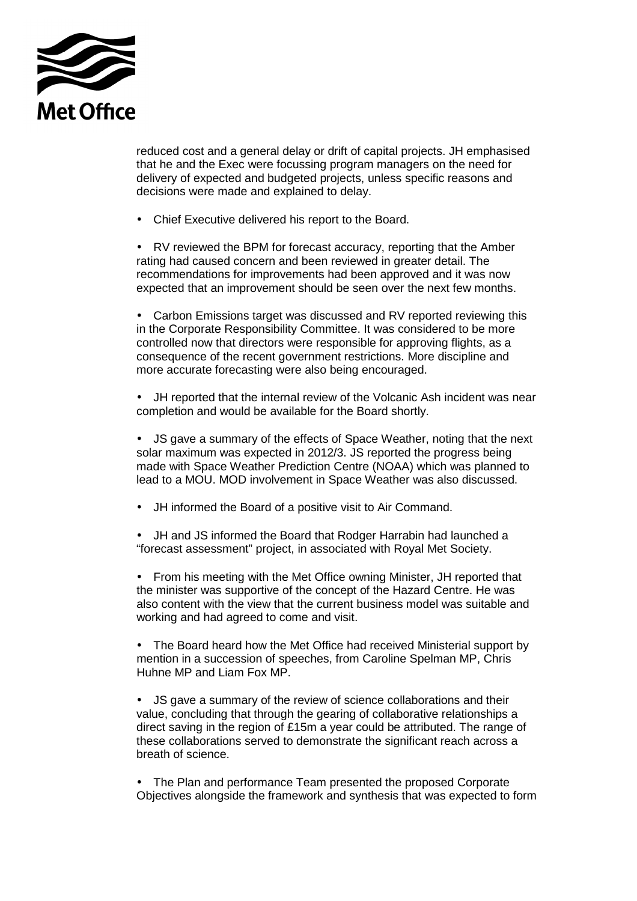reduced cost and a general delay or drift of capital projects. JH emphasised that he and the Exec were focussing program managers on the need for delivery of expected and budgeted projects, unless specific reasons and decisions were made and explained to delay.

- Chief Executive delivered his report to the Board.

- RV reviewed the BPM for forecast accuracy, reporting that the Amber rating had caused concern and been reviewed in greater detail. The recommendations for improvements had been approved and it was now expected that an improvement should be seen over the next few months.

- Carbon Emissions target was discussed and RV reported reviewing this in the Corporate Responsibility Committee. It was considered to be more controlled now that directors were responsible for approving flights, as a consequence of the recent government restrictions. More discipline and more accurate forecasting were also being encouraged.

- JH reported that the internal review of the Volcanic Ash incident was near completion and would be available for the Board shortly.

- JS gave a summary of the effects of Space Weather, noting that the next solar maximum was expected in 2012/3. JS reported the progress being made with Space Weather Prediction Centre (NOAA) which was planned to lead to a MOU. MOD involvement in Space Weather was also discussed.

- JH informed the Board of a positive visit to Air Command.

- JH and JS informed the Board that Rodger Harrabin had launched a "forecast assessment" project, in associated with Royal Met Society.

- From his meeting with the Met Office owning Minister, JH reported that the minister was supportive of the concept of the Hazard Centre. He was also content with the view that the current business model was suitable and working and had agreed to come and visit.

- The Board heard how the Met Office had received Ministerial support by mention in a succession of speeches, from Caroline Spelman MP, Chris Huhne MP and Liam Fox MP.

- JS gave a summary of the review of science collaborations and their value, concluding that through the gearing of collaborative relationships a direct saving in the region of £15m a year could be attributed. The range of these collaborations served to demonstrate the significant reach across a breath of science.

- The Plan and performance Team presented the proposed Corporate Objectives alongside the framework and synthesis that was expected to form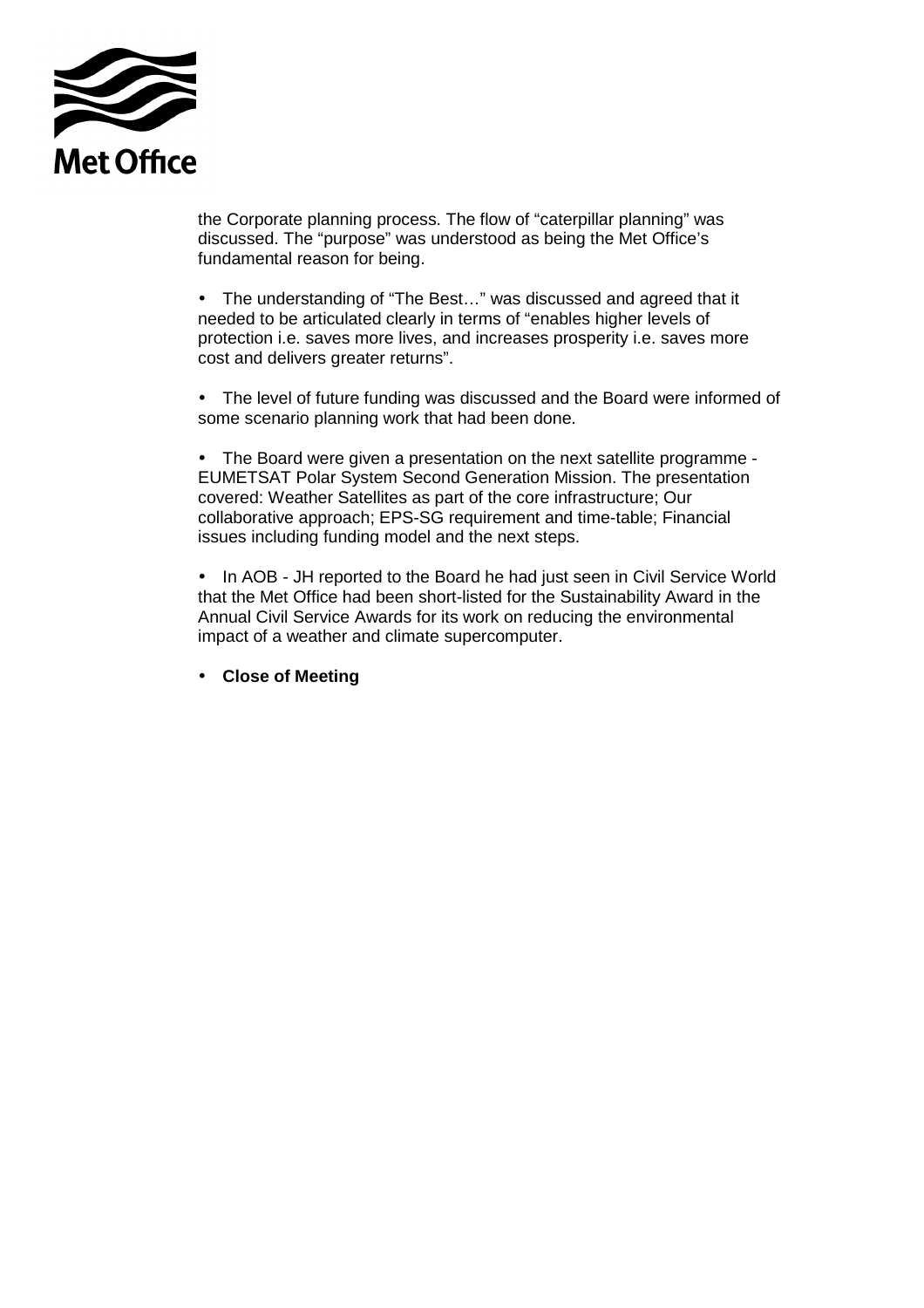the Corporate planning process. The flow of "caterpillar planning" was discussed. The "purpose" was understood as being the Met Office's fundamental reason for being.

- The understanding of "The Best…" was discussed and agreed that it needed to be articulated clearly in terms of "enables higher levels of protection i.e. saves more lives, and increases prosperity i.e. saves more cost and delivers greater returns".

- The level of future funding was discussed and the Board were informed of some scenario planning work that had been done.

- The Board were given a presentation on the next satellite programme - EUMETSAT Polar System Second Generation Mission. The presentation covered: Weather Satellites as part of the core infrastructure; Our collaborative approach; EPS-SG requirement and time-table; Financial issues including funding model and the next steps.

- In AOB - JH reported to the Board he had just seen in Civil Service World that the Met Office had been short-listed for the Sustainability Award in the Annual Civil Service Awards for its work on reducing the environmental impact of a weather and climate supercomputer.

- **Close of Meeting**